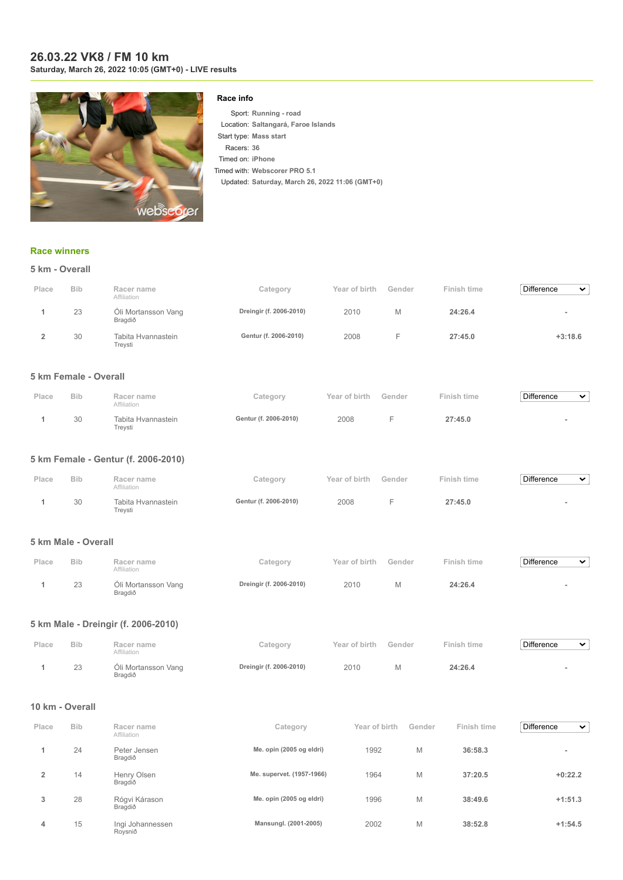# 26.03.22 VK8 / FM 10 km

**Saturday, March 26, 2022 10:05 (GMT+0) - LIVE results**

### Race info

Sport: **Running - road**
Location: **Saltangará, Faroe Islands**
Start type: **Mass start**
Racers: **36**
Timed on: **iPhone**
Timed with: **Webscorer PRO 5.1**
Updated: **Saturday, March 26, 2022 11:06 (GMT+0)**

## Race winners

### 5 km - Overall

| Place | Bib | Racer name<br>Affiliation | Category | Year of birth | Gender | Finish time | Difference |
|---|---|---|---|---|---|---|---|
| 1 | 23 | Óli Mortansson Vang<br>Bragdið | Dreingir (f. 2006-2010) | 2010 | M | **24:26.4** | - |
| 2 | 30 | Tabita Hvannastein<br>Treysti | Gentur (f. 2006-2010) | 2008 | F | **27:45.0** | +3:18.6 |

### 5 km Female - Overall

| Place | Bib | Racer name<br>Affiliation | Category | Year of birth | Gender | Finish time | Difference |
|---|---|---|---|---|---|---|---|
| 1 | 30 | Tabita Hvannastein<br>Treysti | Gentur (f. 2006-2010) | 2008 | F | **27:45.0** | - |

### 5 km Female - Gentur (f. 2006-2010)

| Place | Bib | Racer name<br>Affiliation | Category | Year of birth | Gender | Finish time | Difference |
|---|---|---|---|---|---|---|---|
| 1 | 30 | Tabita Hvannastein<br>Treysti | Gentur (f. 2006-2010) | 2008 | F | **27:45.0** | - |

### 5 km Male - Overall

| Place | Bib | Racer name<br>Affiliation | Category | Year of birth | Gender | Finish time | Difference |
|---|---|---|---|---|---|---|---|
| 1 | 23 | Óli Mortansson Vang<br>Bragdið | Dreingir (f. 2006-2010) | 2010 | M | **24:26.4** | - |

### 5 km Male - Dreingir (f. 2006-2010)

| Place | Bib | Racer name<br>Affiliation | Category | Year of birth | Gender | Finish time | Difference |
|---|---|---|---|---|---|---|---|
| 1 | 23 | Óli Mortansson Vang<br>Bragdið | Dreingir (f. 2006-2010) | 2010 | M | **24:26.4** | - |

### 10 km - Overall

| Place | Bib | Racer name<br>Affiliation | Category | Year of birth | Gender | Finish time | Difference |
|---|---|---|---|---|---|---|---|
| 1 | 24 | Peter Jensen<br>Bragdið | Me. opin (2005 og eldri) | 1992 | M | **36:58.3** | - |
| 2 | 14 | Henry Olsen<br>Bragdið | Me. supervet. (1957-1966) | 1964 | M | **37:20.5** | +0:22.2 |
| 3 | 28 | Rógvi Kárason<br>Bragdið | Me. opin (2005 og eldri) | 1996 | M | **38:49.6** | +1:51.3 |
| 4 | 15 | Ingi Johannessen<br>Roysnið | Mansungl. (2001-2005) | 2002 | M | **38:52.8** | +1:54.5 |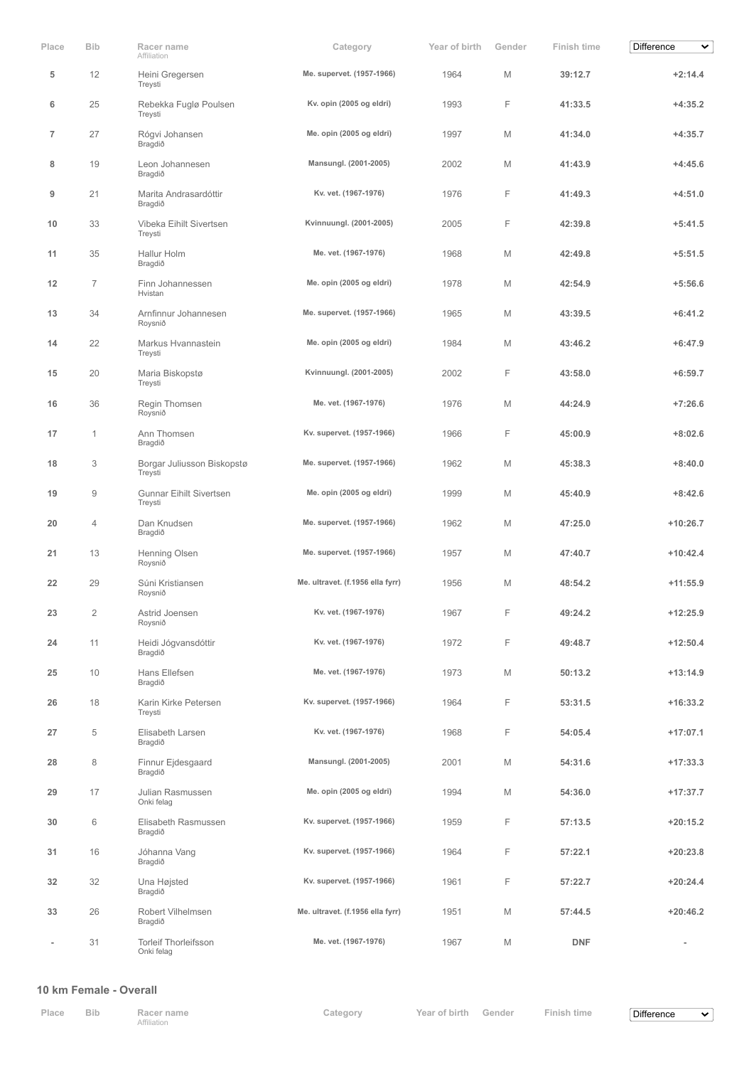| Place | Bib | Racer name<br>Affiliation | Category | Year of birth | Gender | Finish time | Difference |
|---|---|---|---|---|---|---|---|
| 5 | 12 | Heini Gregersen<br>Treysti | Me. supervet. (1957-1966) | 1964 | M | 39:12.7 | +2:14.4 |
| 6 | 25 | Rebekka Fuglø Poulsen<br>Treysti | Kv. opin (2005 og eldri) | 1993 | F | 41:33.5 | +4:35.2 |
| 7 | 27 | Rógvi Johansen<br>Bragdið | Me. opin (2005 og eldri) | 1997 | M | 41:34.0 | +4:35.7 |
| 8 | 19 | Leon Johannesen<br>Bragdið | Mansungl. (2001-2005) | 2002 | M | 41:43.9 | +4:45.6 |
| 9 | 21 | Marita Andrasardóttir<br>Bragdið | Kv. vet. (1967-1976) | 1976 | F | 41:49.3 | +4:51.0 |
| 10 | 33 | Vibeka Eihilt Sivertsen<br>Treysti | Kvinnuungl. (2001-2005) | 2005 | F | 42:39.8 | +5:41.5 |
| 11 | 35 | Hallur Holm<br>Bragdið | Me. vet. (1967-1976) | 1968 | M | 42:49.8 | +5:51.5 |
| 12 | 7 | Finn Johannessen<br>Hvistan | Me. opin (2005 og eldri) | 1978 | M | 42:54.9 | +5:56.6 |
| 13 | 34 | Arnfinnur Johannesen<br>Roysnið | Me. supervet. (1957-1966) | 1965 | M | 43:39.5 | +6:41.2 |
| 14 | 22 | Markus Hvannastein<br>Treysti | Me. opin (2005 og eldri) | 1984 | M | 43:46.2 | +6:47.9 |
| 15 | 20 | Maria Biskopstø<br>Treysti | Kvinnuungl. (2001-2005) | 2002 | F | 43:58.0 | +6:59.7 |
| 16 | 36 | Regin Thomsen<br>Roysnið | Me. vet. (1967-1976) | 1976 | M | 44:24.9 | +7:26.6 |
| 17 | 1 | Ann Thomsen<br>Bragdið | Kv. supervet. (1957-1966) | 1966 | F | 45:00.9 | +8:02.6 |
| 18 | 3 | Borgar Juliusson Biskopstø<br>Treysti | Me. supervet. (1957-1966) | 1962 | M | 45:38.3 | +8:40.0 |
| 19 | 9 | Gunnar Eihilt Sivertsen<br>Treysti | Me. opin (2005 og eldri) | 1999 | M | 45:40.9 | +8:42.6 |
| 20 | 4 | Dan Knudsen<br>Bragdið | Me. supervet. (1957-1966) | 1962 | M | 47:25.0 | +10:26.7 |
| 21 | 13 | Henning Olsen<br>Roysnið | Me. supervet. (1957-1966) | 1957 | M | 47:40.7 | +10:42.4 |
| 22 | 29 | Súni Kristiansen<br>Roysnið | Me. ultravet. (f.1956 ella fyrr) | 1956 | M | 48:54.2 | +11:55.9 |
| 23 | 2 | Astrid Joensen<br>Roysnið | Kv. vet. (1967-1976) | 1967 | F | 49:24.2 | +12:25.9 |
| 24 | 11 | Heidi Jógvansdóttir<br>Bragdið | Kv. vet. (1967-1976) | 1972 | F | 49:48.7 | +12:50.4 |
| 25 | 10 | Hans Ellefsen<br>Bragdið | Me. vet. (1967-1976) | 1973 | M | 50:13.2 | +13:14.9 |
| 26 | 18 | Karin Kirke Petersen<br>Treysti | Kv. supervet. (1957-1966) | 1964 | F | 53:31.5 | +16:33.2 |
| 27 | 5 | Elisabeth Larsen<br>Bragdið | Kv. vet. (1967-1976) | 1968 | F | 54:05.4 | +17:07.1 |
| 28 | 8 | Finnur Ejdesgaard<br>Bragdið | Mansungl. (2001-2005) | 2001 | M | 54:31.6 | +17:33.3 |
| 29 | 17 | Julian Rasmussen<br>Onki felag | Me. opin (2005 og eldri) | 1994 | M | 54:36.0 | +17:37.7 |
| 30 | 6 | Elisabeth Rasmussen<br>Bragdið | Kv. supervet. (1957-1966) | 1959 | F | 57:13.5 | +20:15.2 |
| 31 | 16 | Jóhanna Vang<br>Bragdið | Kv. supervet. (1957-1966) | 1964 | F | 57:22.1 | +20:23.8 |
| 32 | 32 | Una Højsted<br>Bragdið | Kv. supervet. (1957-1966) | 1961 | F | 57:22.7 | +20:24.4 |
| 33 | 26 | Robert Vilhelmsen<br>Bragdið | Me. ultravet. (f.1956 ella fyrr) | 1951 | M | 57:44.5 | +20:46.2 |
| - | 31 | Torleif Thorleifsson<br>Onki felag | Me. vet. (1967-1976) | 1967 | M | DNF | - |

## 10 km Female - Overall

| Place | Bib | Racer name<br>Affiliation | Category | Year of birth | Gender | Finish time | Difference |
|---|---|---|---|---|---|---|---|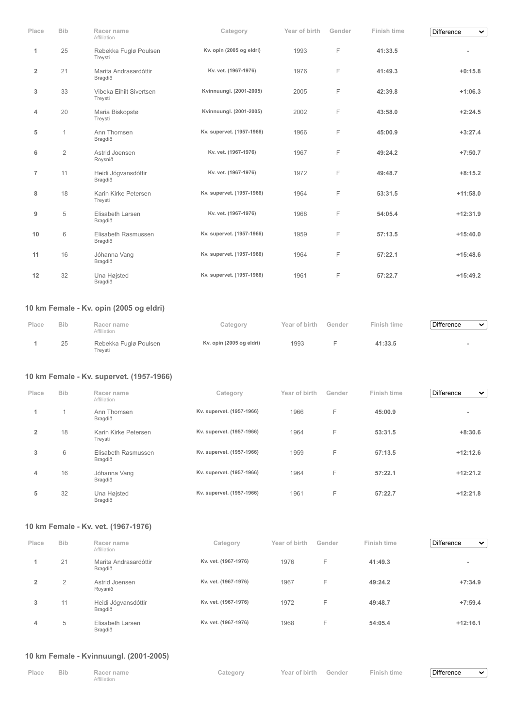| Place | Bib | Racer name<br>Affiliation | Category | Year of birth | Gender | Finish time | Difference |
|---|---|---|---|---|---|---|---|
| 1 | 25 | Rebekka Fuglø Poulsen<br>Treysti | Kv. opin (2005 og eldri) | 1993 | F | 41:33.5 | - |
| 2 | 21 | Marita Andrasardóttir<br>Bragdið | Kv. vet. (1967-1976) | 1976 | F | 41:49.3 | +0:15.8 |
| 3 | 33 | Vibeka Eihilt Sivertsen<br>Treysti | Kvinnuungl. (2001-2005) | 2005 | F | 42:39.8 | +1:06.3 |
| 4 | 20 | Maria Biskopstø<br>Treysti | Kvinnuungl. (2001-2005) | 2002 | F | 43:58.0 | +2:24.5 |
| 5 | 1 | Ann Thomsen<br>Bragdið | Kv. supervet. (1957-1966) | 1966 | F | 45:00.9 | +3:27.4 |
| 6 | 2 | Astrid Joensen<br>Roysnið | Kv. vet. (1967-1976) | 1967 | F | 49:24.2 | +7:50.7 |
| 7 | 11 | Heidi Jógvansdóttir<br>Bragdið | Kv. vet. (1967-1976) | 1972 | F | 49:48.7 | +8:15.2 |
| 8 | 18 | Karin Kirke Petersen<br>Treysti | Kv. supervet. (1957-1966) | 1964 | F | 53:31.5 | +11:58.0 |
| 9 | 5 | Elisabeth Larsen<br>Bragdið | Kv. vet. (1967-1976) | 1968 | F | 54:05.4 | +12:31.9 |
| 10 | 6 | Elisabeth Rasmussen<br>Bragdið | Kv. supervet. (1957-1966) | 1959 | F | 57:13.5 | +15:40.0 |
| 11 | 16 | Jóhanna Vang<br>Bragdið | Kv. supervet. (1957-1966) | 1964 | F | 57:22.1 | +15:48.6 |
| 12 | 32 | Una Højsted<br>Bragdið | Kv. supervet. (1957-1966) | 1961 | F | 57:22.7 | +15:49.2 |

### 10 km Female - Kv. opin (2005 og eldri)

| Place | Bib | Racer name<br>Affiliation | Category | Year of birth | Gender | Finish time | Difference |
|---|---|---|---|---|---|---|---|
| 1 | 25 | Rebekka Fuglø Poulsen<br>Treysti | Kv. opin (2005 og eldri) | 1993 | F | 41:33.5 | - |

### 10 km Female - Kv. supervet. (1957-1966)

| Place | Bib | Racer name<br>Affiliation | Category | Year of birth | Gender | Finish time | Difference |
|---|---|---|---|---|---|---|---|
| 1 | 1 | Ann Thomsen<br>Bragdið | Kv. supervet. (1957-1966) | 1966 | F | 45:00.9 | - |
| 2 | 18 | Karin Kirke Petersen<br>Treysti | Kv. supervet. (1957-1966) | 1964 | F | 53:31.5 | +8:30.6 |
| 3 | 6 | Elisabeth Rasmussen<br>Bragdið | Kv. supervet. (1957-1966) | 1959 | F | 57:13.5 | +12:12.6 |
| 4 | 16 | Jóhanna Vang<br>Bragdið | Kv. supervet. (1957-1966) | 1964 | F | 57:22.1 | +12:21.2 |
| 5 | 32 | Una Højsted<br>Bragdið | Kv. supervet. (1957-1966) | 1961 | F | 57:22.7 | +12:21.8 |

### 10 km Female - Kv. vet. (1967-1976)

| Place | Bib | Racer name<br>Affiliation | Category | Year of birth | Gender | Finish time | Difference |
|---|---|---|---|---|---|---|---|
| 1 | 21 | Marita Andrasardóttir<br>Bragdið | Kv. vet. (1967-1976) | 1976 | F | 41:49.3 | - |
| 2 | 2 | Astrid Joensen<br>Roysnið | Kv. vet. (1967-1976) | 1967 | F | 49:24.2 | +7:34.9 |
| 3 | 11 | Heidi Jógvansdóttir<br>Bragdið | Kv. vet. (1967-1976) | 1972 | F | 49:48.7 | +7:59.4 |
| 4 | 5 | Elisabeth Larsen<br>Bragdið | Kv. vet. (1967-1976) | 1968 | F | 54:05.4 | +12:16.1 |

### 10 km Female - Kvinnuungl. (2001-2005)

| Place | Bib | Racer name<br>Affiliation | Category | Year of birth | Gender | Finish time | Difference |
|---|---|---|---|---|---|---|---|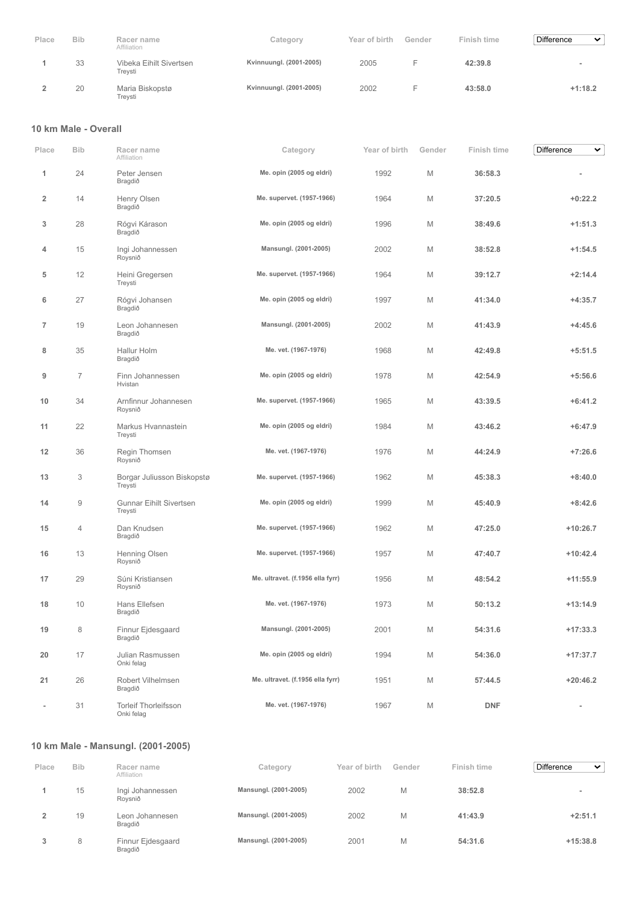| Place | Bib | Racer name Affiliation | Category | Year of birth | Gender | Finish time | Difference |
|---|---|---|---|---|---|---|---|
| 1 | 33 | Vibeka Eihilt Sivertsen Treysti | Kvinnuungl. (2001-2005) | 2005 | F | 42:39.8 | - |
| 2 | 20 | Maria Biskopstø Treysti | Kvinnuungl. (2001-2005) | 2002 | F | 43:58.0 | +1:18.2 |

## 10 km Male - Overall

| Place | Bib | Racer name Affiliation | Category | Year of birth | Gender | Finish time | Difference |
|---|---|---|---|---|---|---|---|
| 1 | 24 | Peter Jensen Bragdið | Me. opin (2005 og eldri) | 1992 | M | 36:58.3 | - |
| 2 | 14 | Henry Olsen Bragdið | Me. supervet. (1957-1966) | 1964 | M | 37:20.5 | +0:22.2 |
| 3 | 28 | Rógvi Kárason Bragdið | Me. opin (2005 og eldri) | 1996 | M | 38:49.6 | +1:51.3 |
| 4 | 15 | Ingi Johannessen Roysnið | Mansungl. (2001-2005) | 2002 | M | 38:52.8 | +1:54.5 |
| 5 | 12 | Heini Gregersen Treysti | Me. supervet. (1957-1966) | 1964 | M | 39:12.7 | +2:14.4 |
| 6 | 27 | Rógvi Johansen Bragdið | Me. opin (2005 og eldri) | 1997 | M | 41:34.0 | +4:35.7 |
| 7 | 19 | Leon Johannesen Bragdið | Mansungl. (2001-2005) | 2002 | M | 41:43.9 | +4:45.6 |
| 8 | 35 | Hallur Holm Bragdið | Me. vet. (1967-1976) | 1968 | M | 42:49.8 | +5:51.5 |
| 9 | 7 | Finn Johannessen Hvistan | Me. opin (2005 og eldri) | 1978 | M | 42:54.9 | +5:56.6 |
| 10 | 34 | Arnfinnur Johannesen Roysnið | Me. supervet. (1957-1966) | 1965 | M | 43:39.5 | +6:41.2 |
| 11 | 22 | Markus Hvannastein Treysti | Me. opin (2005 og eldri) | 1984 | M | 43:46.2 | +6:47.9 |
| 12 | 36 | Regin Thomsen Roysnið | Me. vet. (1967-1976) | 1976 | M | 44:24.9 | +7:26.6 |
| 13 | 3 | Borgar Juliusson Biskopstø Treysti | Me. supervet. (1957-1966) | 1962 | M | 45:38.3 | +8:40.0 |
| 14 | 9 | Gunnar Eihilt Sivertsen Treysti | Me. opin (2005 og eldri) | 1999 | M | 45:40.9 | +8:42.6 |
| 15 | 4 | Dan Knudsen Bragdið | Me. supervet. (1957-1966) | 1962 | M | 47:25.0 | +10:26.7 |
| 16 | 13 | Henning Olsen Roysnið | Me. supervet. (1957-1966) | 1957 | M | 47:40.7 | +10:42.4 |
| 17 | 29 | Súni Kristiansen Roysnið | Me. ultravet. (f.1956 ella fyrr) | 1956 | M | 48:54.2 | +11:55.9 |
| 18 | 10 | Hans Ellefsen Bragdið | Me. vet. (1967-1976) | 1973 | M | 50:13.2 | +13:14.9 |
| 19 | 8 | Finnur Ejdesgaard Bragdið | Mansungl. (2001-2005) | 2001 | M | 54:31.6 | +17:33.3 |
| 20 | 17 | Julian Rasmussen Onki felag | Me. opin (2005 og eldri) | 1994 | M | 54:36.0 | +17:37.7 |
| 21 | 26 | Robert Vilhelmsen Bragdið | Me. ultravet. (f.1956 ella fyrr) | 1951 | M | 57:44.5 | +20:46.2 |
| - | 31 | Torleif Thorleifsson Onki felag | Me. vet. (1967-1976) | 1967 | M | DNF | - |

## 10 km Male - Mansungl. (2001-2005)

| Place | Bib | Racer name Affiliation | Category | Year of birth | Gender | Finish time | Difference |
|---|---|---|---|---|---|---|---|
| 1 | 15 | Ingi Johannessen Roysnið | Mansungl. (2001-2005) | 2002 | M | 38:52.8 | - |
| 2 | 19 | Leon Johannesen Bragdið | Mansungl. (2001-2005) | 2002 | M | 41:43.9 | +2:51.1 |
| 3 | 8 | Finnur Ejdesgaard Bragdið | Mansungl. (2001-2005) | 2001 | M | 54:31.6 | +15:38.8 |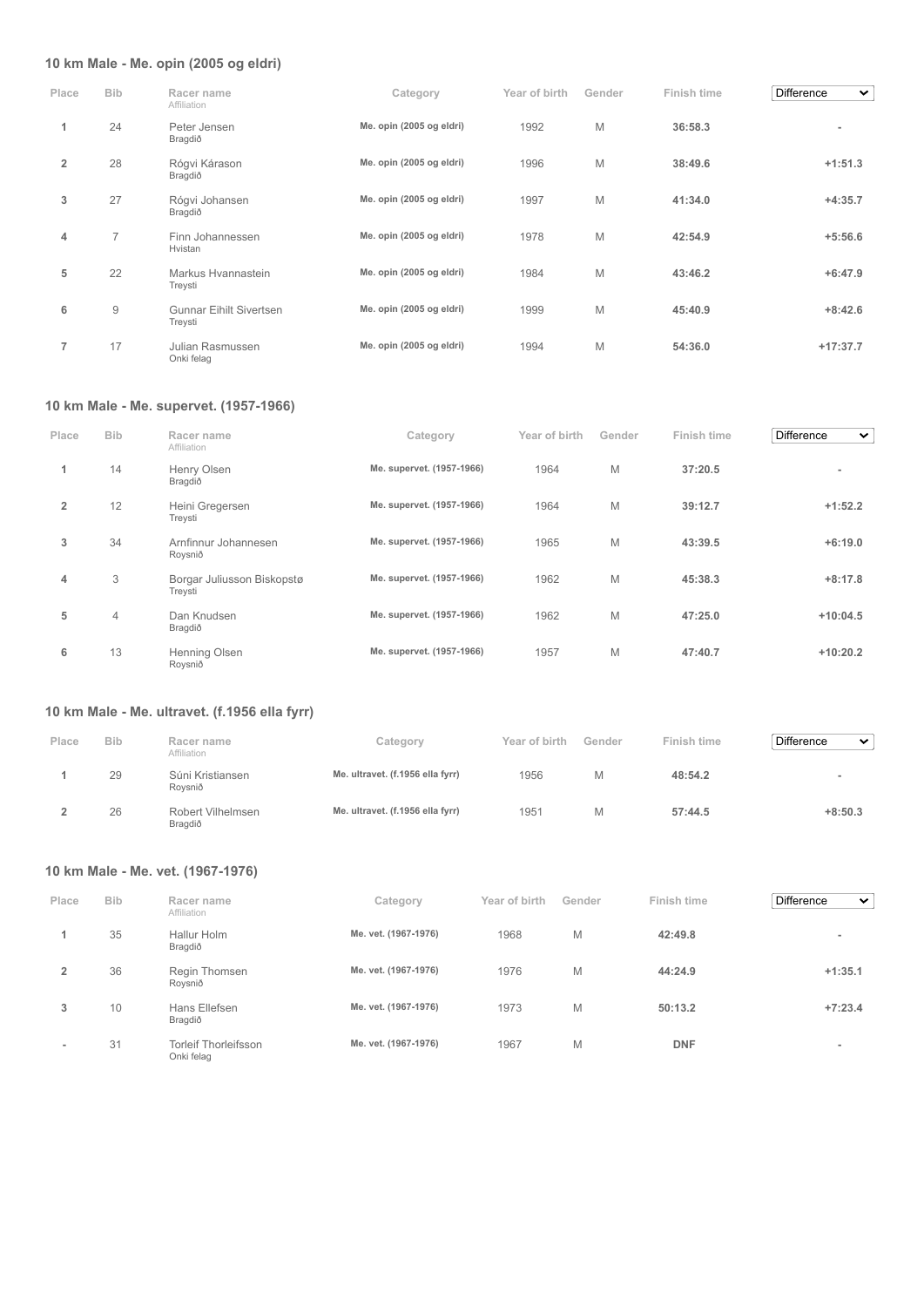### 10 km Male - Me. opin (2005 og eldri)

| Place | Bib | Racer name<br>Affiliation | Category | Year of birth | Gender | Finish time | Difference |
|---|---|---|---|---|---|---|---|
| 1 | 24 | Peter Jensen<br>Bragdið | Me. opin (2005 og eldri) | 1992 | M | **36:58.3** | - |
| 2 | 28 | Rógvi Kárason<br>Bragdið | Me. opin (2005 og eldri) | 1996 | M | **38:49.6** | **+1:51.3** |
| 3 | 27 | Rógvi Johansen<br>Bragdið | Me. opin (2005 og eldri) | 1997 | M | **41:34.0** | **+4:35.7** |
| 4 | 7 | Finn Johannessen<br>Hvistan | Me. opin (2005 og eldri) | 1978 | M | **42:54.9** | **+5:56.6** |
| 5 | 22 | Markus Hvannastein<br>Treysti | Me. opin (2005 og eldri) | 1984 | M | **43:46.2** | **+6:47.9** |
| 6 | 9 | Gunnar Eihilt Sivertsen<br>Treysti | Me. opin (2005 og eldri) | 1999 | M | **45:40.9** | **+8:42.6** |
| 7 | 17 | Julian Rasmussen<br>Onki felag | Me. opin (2005 og eldri) | 1994 | M | **54:36.0** | **+17:37.7** |

### 10 km Male - Me. supervet. (1957-1966)

| Place | Bib | Racer name<br>Affiliation | Category | Year of birth | Gender | Finish time | Difference |
|---|---|---|---|---|---|---|---|
| 1 | 14 | Henry Olsen<br>Bragdið | Me. supervet. (1957-1966) | 1964 | M | **37:20.5** | - |
| 2 | 12 | Heini Gregersen<br>Treysti | Me. supervet. (1957-1966) | 1964 | M | **39:12.7** | **+1:52.2** |
| 3 | 34 | Arnfinnur Johannesen<br>Roysnið | Me. supervet. (1957-1966) | 1965 | M | **43:39.5** | **+6:19.0** |
| 4 | 3 | Borgar Juliusson Biskopstø<br>Treysti | Me. supervet. (1957-1966) | 1962 | M | **45:38.3** | **+8:17.8** |
| 5 | 4 | Dan Knudsen<br>Bragdið | Me. supervet. (1957-1966) | 1962 | M | **47:25.0** | **+10:04.5** |
| 6 | 13 | Henning Olsen<br>Roysnið | Me. supervet. (1957-1966) | 1957 | M | **47:40.7** | **+10:20.2** |

### 10 km Male - Me. ultravet. (f.1956 ella fyrr)

| Place | Bib | Racer name<br>Affiliation | Category | Year of birth | Gender | Finish time | Difference |
|---|---|---|---|---|---|---|---|
| 1 | 29 | Súni Kristiansen<br>Roysnið | Me. ultravet. (f.1956 ella fyrr) | 1956 | M | **48:54.2** | - |
| 2 | 26 | Robert Vilhelmsen<br>Bragdið | Me. ultravet. (f.1956 ella fyrr) | 1951 | M | **57:44.5** | **+8:50.3** |

### 10 km Male - Me. vet. (1967-1976)

| Place | Bib | Racer name<br>Affiliation | Category | Year of birth | Gender | Finish time | Difference |
|---|---|---|---|---|---|---|---|
| 1 | 35 | Hallur Holm<br>Bragdið | Me. vet. (1967-1976) | 1968 | M | **42:49.8** | - |
| 2 | 36 | Regin Thomsen<br>Roysnið | Me. vet. (1967-1976) | 1976 | M | **44:24.9** | **+1:35.1** |
| 3 | 10 | Hans Ellefsen<br>Bragdið | Me. vet. (1967-1976) | 1973 | M | **50:13.2** | **+7:23.4** |
| - | 31 | Torleif Thorleifsson<br>Onki felag | Me. vet. (1967-1976) | 1967 | M | **DNF** | - |